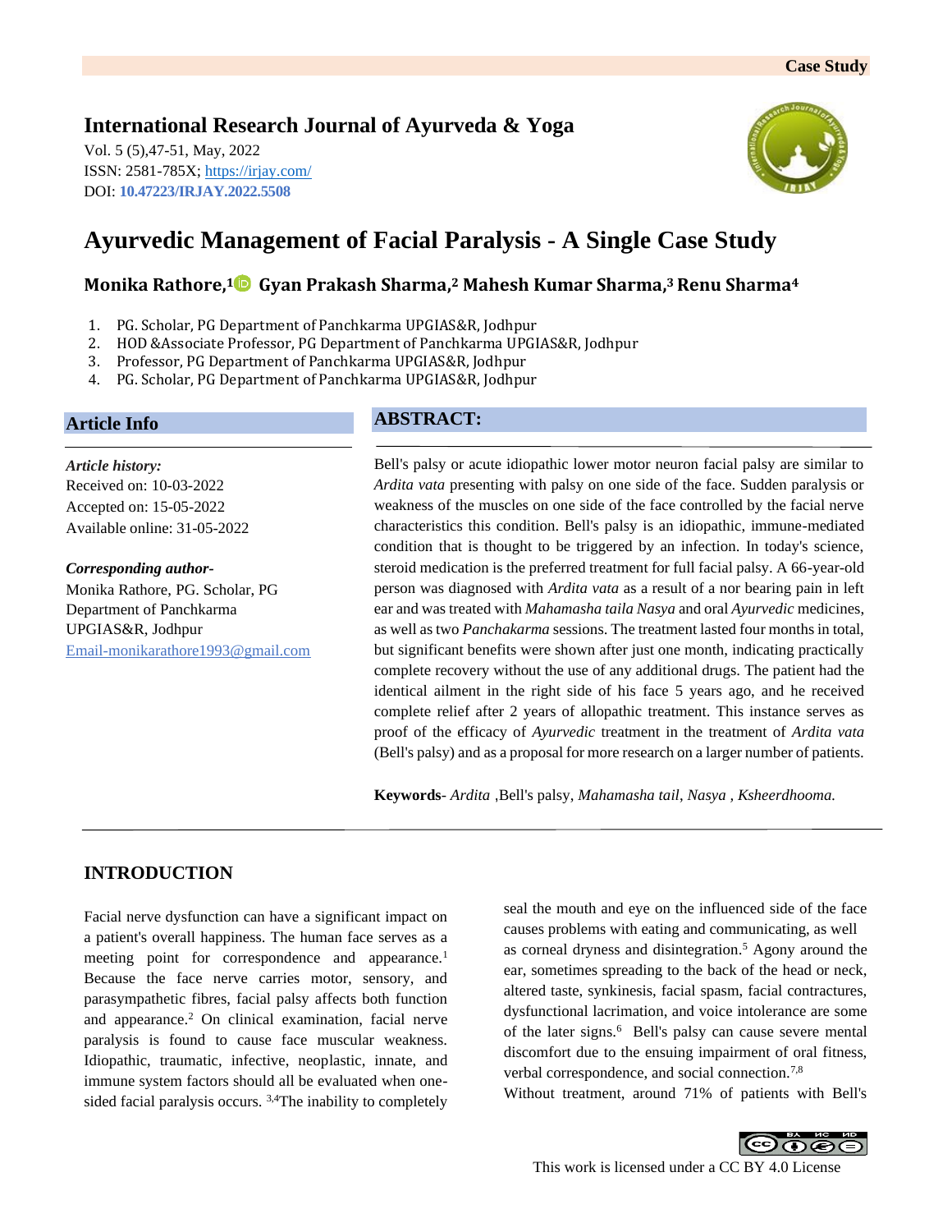Case Study

## International Research Journal of Ayurveda & Yoga

Vol. 5 (5),47-51, May, 2022
ISSN: 2581-785X; https://irjay.com/
DOI: 10.47223/IRJAY.2022.5508

# Ayurvedic Management of Facial Paralysis - A Single Case Study

**Monika Rathore,[1] Gyan Prakash Sharma,[2] Mahesh Kumar Sharma,[3] Renu Sharma[4]**

1. PG. Scholar, PG Department of Panchkarma UPGIAS&R, Jodhpur
2. HOD &Associate Professor, PG Department of Panchkarma UPGIAS&R, Jodhpur
3. Professor, PG Department of Panchkarma UPGIAS&R, Jodhpur
4. PG. Scholar, PG Department of Panchkarma UPGIAS&R, Jodhpur

## Article Info

***Article history:***
Received on: 10-03-2022
Accepted on: 15-05-2022
Available online: 31-05-2022

***Corresponding author-***
Monika Rathore, PG. Scholar, PG Department of Panchkarma UPGIAS&R, Jodhpur
Email-monikarathore1993@gmail.com

## ABSTRACT:

Bell's palsy or acute idiopathic lower motor neuron facial palsy are similar to *Ardita vata* presenting with palsy on one side of the face. Sudden paralysis or weakness of the muscles on one side of the face controlled by the facial nerve characteristics this condition. Bell's palsy is an idiopathic, immune-mediated condition that is thought to be triggered by an infection. In today's science, steroid medication is the preferred treatment for full facial palsy. A 66-year-old person was diagnosed with *Ardita vata* as a result of a nor bearing pain in left ear and was treated with *Mahamasha taila Nasya* and oral *Ayurvedic* medicines, as well as two *Panchakarma* sessions. The treatment lasted four months in total, but significant benefits were shown after just one month, indicating practically complete recovery without the use of any additional drugs. The patient had the identical ailment in the right side of his face 5 years ago, and he received complete relief after 2 years of allopathic treatment. This instance serves as proof of the efficacy of *Ayurvedic* treatment in the treatment of *Ardita vata* (Bell's palsy) and as a proposal for more research on a larger number of patients.

**Keywords**- *Ardita* ,Bell's palsy, *Mahamasha tail*, *Nasya* , *Ksheerdhooma.*

## INTRODUCTION

Facial nerve dysfunction can have a significant impact on a patient's overall happiness. The human face serves as a meeting point for correspondence and appearance.[1] Because the face nerve carries motor, sensory, and parasympathetic fibres, facial palsy affects both function and appearance.[2] On clinical examination, facial nerve paralysis is found to cause face muscular weakness. Idiopathic, traumatic, infective, neoplastic, innate, and immune system factors should all be evaluated when one-sided facial paralysis occurs. [3,4]The inability to completely seal the mouth and eye on the influenced side of the face causes problems with eating and communicating, as well as corneal dryness and disintegration.[5] Agony around the ear, sometimes spreading to the back of the head or neck, altered taste, synkinesis, facial spasm, facial contractures, dysfunctional lacrimation, and voice intolerance are some of the later signs.[6] Bell's palsy can cause severe mental discomfort due to the ensuing impairment of oral fitness, verbal correspondence, and social connection.[7,8]

Without treatment, around 71% of patients with Bell's

This work is licensed under a CC BY 4.0 License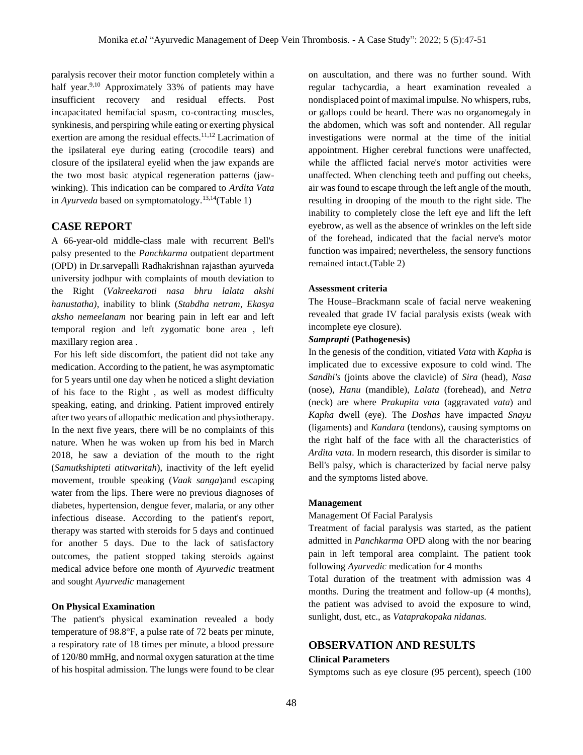paralysis recover their motor function completely within a half year.[9,10] Approximately 33% of patients may have insufficient recovery and residual effects. Post incapacitated hemifacial spasm, co-contracting muscles, synkinesis, and perspiring while eating or exerting physical exertion are among the residual effects.[11,12] Lacrimation of the ipsilateral eye during eating (crocodile tears) and closure of the ipsilateral eyelid when the jaw expands are the two most basic atypical regeneration patterns (jaw-winking). This indication can be compared to *Ardita Vata* in *Ayurveda* based on symptomatology.[13,14](Table 1)

## CASE REPORT

A 66-year-old middle-class male with recurrent Bell's palsy presented to the *Panchkarma* outpatient department (OPD) in Dr.sarvepalli Radhakrishnan rajasthan ayurveda university jodhpur with complaints of mouth deviation to the Right (*Vakreekaroti nasa bhru lalata akshi hanustatha)*, inability to blink (*Stabdha netram*, *Ekasya aksho nemeelanam* nor bearing pain in left ear and left temporal region and left zygomatic bone area , left maxillary region area .

For his left side discomfort, the patient did not take any medication. According to the patient, he was asymptomatic for 5 years until one day when he noticed a slight deviation of his face to the Right , as well as modest difficulty speaking, eating, and drinking. Patient improved entirely after two years of allopathic medication and physiotherapy. In the next five years, there will be no complaints of this nature. When he was woken up from his bed in March 2018, he saw a deviation of the mouth to the right (*Samutkshipteti atitwaritah*), inactivity of the left eyelid movement, trouble speaking (*Vaak sanga*)and escaping water from the lips. There were no previous diagnoses of diabetes, hypertension, dengue fever, malaria, or any other infectious disease. According to the patient's report, therapy was started with steroids for 5 days and continued for another 5 days. Due to the lack of satisfactory outcomes, the patient stopped taking steroids against medical advice before one month of *Ayurvedic* treatment and sought *Ayurvedic* management

### On Physical Examination

The patient's physical examination revealed a body temperature of 98.8°F, a pulse rate of 72 beats per minute, a respiratory rate of 18 times per minute, a blood pressure of 120/80 mmHg, and normal oxygen saturation at the time of his hospital admission. The lungs were found to be clear on auscultation, and there was no further sound. With regular tachycardia, a heart examination revealed a nondisplaced point of maximal impulse. No whispers, rubs, or gallops could be heard. There was no organomegaly in the abdomen, which was soft and nontender. All regular investigations were normal at the time of the initial appointment. Higher cerebral functions were unaffected, while the afflicted facial nerve's motor activities were unaffected. When clenching teeth and puffing out cheeks, air was found to escape through the left angle of the mouth, resulting in drooping of the mouth to the right side. The inability to completely close the left eye and lift the left eyebrow, as well as the absence of wrinkles on the left side of the forehead, indicated that the facial nerve's motor function was impaired; nevertheless, the sensory functions remained intact.(Table 2)

### Assessment criteria

The House–Brackmann scale of facial nerve weakening revealed that grade IV facial paralysis exists (weak with incomplete eye closure).

### *Samprapti* (Pathogenesis)

In the genesis of the condition, vitiated *Vata* with *Kapha* is implicated due to excessive exposure to cold wind. The *Sandhi's* (joints above the clavicle) of *Sira* (head), *Nasa* (nose), *Hanu* (mandible), *Lalata* (forehead), and *Netra* (neck) are where *Prakupita vata* (aggravated *vata*) and *Kapha* dwell (eye). The *Doshas* have impacted *Snayu* (ligaments) and *Kandara* (tendons), causing symptoms on the right half of the face with all the characteristics of *Ardita vata*. In modern research, this disorder is similar to Bell's palsy, which is characterized by facial nerve palsy and the symptoms listed above.

### Management

Management Of Facial Paralysis

Treatment of facial paralysis was started, as the patient admitted in *Panchkarma* OPD along with the nor bearing pain in left temporal area complaint. The patient took following *Ayurvedic* medication for 4 months

Total duration of the treatment with admission was 4 months. During the treatment and follow-up (4 months), the patient was advised to avoid the exposure to wind, sunlight, dust, etc., as *Vataprakopaka nidanas.*

## OBSERVATION AND RESULTS

### Clinical Parameters

Symptoms such as eye closure (95 percent), speech (100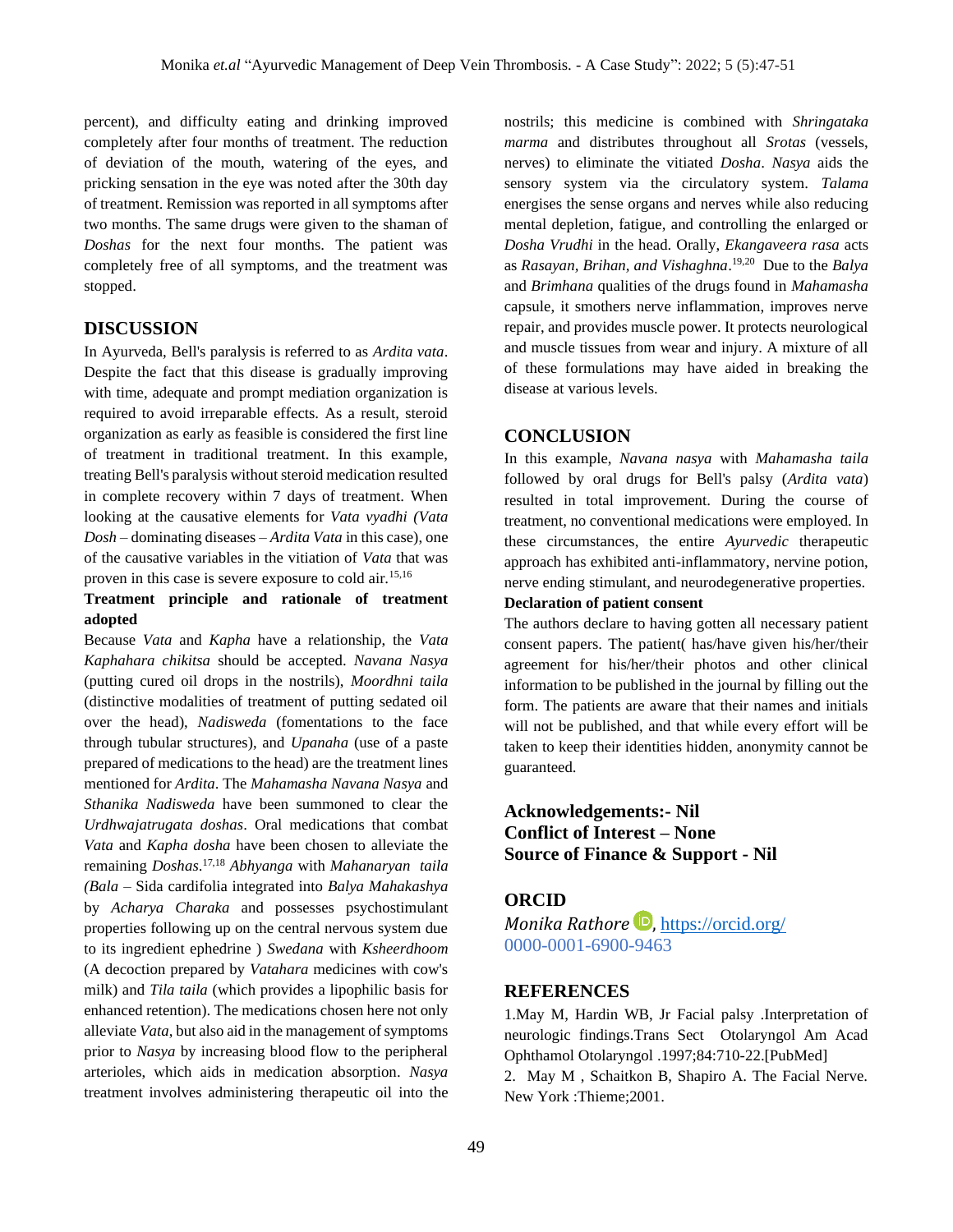percent), and difficulty eating and drinking improved completely after four months of treatment. The reduction of deviation of the mouth, watering of the eyes, and pricking sensation in the eye was noted after the 30th day of treatment. Remission was reported in all symptoms after two months. The same drugs were given to the shaman of *Doshas* for the next four months. The patient was completely free of all symptoms, and the treatment was stopped.

## DISCUSSION

In Ayurveda, Bell's paralysis is referred to as *Ardita vata*. Despite the fact that this disease is gradually improving with time, adequate and prompt mediation organization is required to avoid irreparable effects. As a result, steroid organization as early as feasible is considered the first line of treatment in traditional treatment. In this example, treating Bell's paralysis without steroid medication resulted in complete recovery within 7 days of treatment. When looking at the causative elements for *Vata vyadhi (Vata Dosh* – dominating diseases – *Ardita Vata* in this case), one of the causative variables in the vitiation of *Vata* that was proven in this case is severe exposure to cold air.[15,16]

**Treatment principle and rationale of treatment adopted**

Because *Vata* and *Kapha* have a relationship, the *Vata Kaphahara chikitsa* should be accepted. *Navana Nasya* (putting cured oil drops in the nostrils), *Moordhni taila* (distinctive modalities of treatment of putting sedated oil over the head), *Nadisweda* (fomentations to the face through tubular structures), and *Upanaha* (use of a paste prepared of medications to the head) are the treatment lines mentioned for *Ardita*. The *Mahamasha Navana Nasya* and *Sthanika Nadisweda* have been summoned to clear the *Urdhwajatrugata doshas*. Oral medications that combat *Vata* and *Kapha dosha* have been chosen to alleviate the remaining *Doshas*.[17,18] *Abhyanga* with *Mahanaryan taila (Bala* – Sida cardifolia integrated into *Balya Mahakashya* by *Acharya Charaka* and possesses psychostimulant properties following up on the central nervous system due to its ingredient ephedrine ) *Swedana* with *Ksheerdhoom* (A decoction prepared by *Vatahara* medicines with cow's milk) and *Tila taila* (which provides a lipophilic basis for enhanced retention). The medications chosen here not only alleviate *Vata*, but also aid in the management of symptoms prior to *Nasya* by increasing blood flow to the peripheral arterioles, which aids in medication absorption. *Nasya* treatment involves administering therapeutic oil into the nostrils; this medicine is combined with *Shringataka marma* and distributes throughout all *Srotas* (vessels, nerves) to eliminate the vitiated *Dosha*. *Nasya* aids the sensory system via the circulatory system. *Talama* energises the sense organs and nerves while also reducing mental depletion, fatigue, and controlling the enlarged or *Dosha Vrudhi* in the head. Orally, *Ekangaveera rasa* acts as *Rasayan, Brihan, and Vishaghna*.[19,20] Due to the *Balya* and *Brimhana* qualities of the drugs found in *Mahamasha* capsule, it smothers nerve inflammation, improves nerve repair, and provides muscle power. It protects neurological and muscle tissues from wear and injury. A mixture of all of these formulations may have aided in breaking the disease at various levels.

## CONCLUSION

In this example, *Navana nasya* with *Mahamasha taila* followed by oral drugs for Bell's palsy (*Ardita vata*) resulted in total improvement. During the course of treatment, no conventional medications were employed. In these circumstances, the entire *Ayurvedic* therapeutic approach has exhibited anti-inflammatory, nervine potion, nerve ending stimulant, and neurodegenerative properties.

**Declaration of patient consent**

The authors declare to having gotten all necessary patient consent papers. The patient( has/have given his/her/their agreement for his/her/their photos and other clinical information to be published in the journal by filling out the form. The patients are aware that their names and initials will not be published, and that while every effort will be taken to keep their identities hidden, anonymity cannot be guaranteed.

**Acknowledgements:- Nil**
**Conflict of Interest – None**
**Source of Finance & Support - Nil**

## ORCID

*Monika Rathore*, https://orcid.org/0000-0001-6900-9463

## REFERENCES

1.May M, Hardin WB, Jr Facial palsy .Interpretation of neurologic findings.Trans Sect Otolaryngol Am Acad Ophthamol Otolaryngol .1997;84:710-22.[PubMed]

2. May M , Schaitkon B, Shapiro A. The Facial Nerve. New York :Thieme;2001.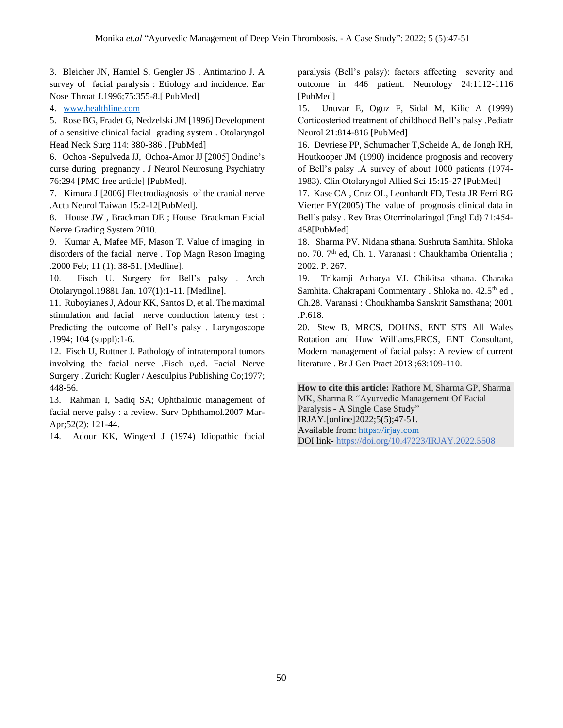3. Bleicher JN, Hamiel S, Gengler JS , Antimarino J. A survey of facial paralysis : Etiology and incidence. Ear Nose Throat J.1996;75:355-8.[ PubMed]

4. www.healthline.com

5. Rose BG, Fradet G, Nedzelski JM [1996] Development of a sensitive clinical facial grading system . Otolaryngol Head Neck Surg 114: 380-386 . [PubMed]

6. Ochoa -Sepulveda JJ, Ochoa-Amor JJ [2005] Ondine's curse during pregnancy . J Neurol Neurosung Psychiatry 76:294 [PMC free article] [PubMed].

7. Kimura J [2006] Electrodiagnosis of the cranial nerve .Acta Neurol Taiwan 15:2-12[PubMed].

8. House JW , Brackman DE ; House Brackman Facial Nerve Grading System 2010.

9. Kumar A, Mafee MF, Mason T. Value of imaging in disorders of the facial nerve . Top Magn Reson Imaging .2000 Feb; 11 (1): 38-51. [Medline].

10. Fisch U. Surgery for Bell's palsy . Arch Otolaryngol.19881 Jan. 107(1):1-11. [Medline].

11. Ruboyianes J, Adour KK, Santos D, et al. The maximal stimulation and facial nerve conduction latency test : Predicting the outcome of Bell's palsy . Laryngoscope .1994; 104 (suppl):1-6.

12. Fisch U, Ruttner J. Pathology of intratemporal tumors involving the facial nerve .Fisch u,ed. Facial Nerve Surgery . Zurich: Kugler / Aesculpius Publishing Co;1977; 448-56.

13. Rahman I, Sadiq SA; Ophthalmic management of facial nerve palsy : a review. Surv Ophthamol.2007 Mar-Apr;52(2): 121-44.

14. Adour KK, Wingerd J (1974) Idiopathic facial paralysis (Bell's palsy): factors affecting severity and outcome in 446 patient. Neurology 24:1112-1116 [PubMed]

15. Unuvar E, Oguz F, Sidal M, Kilic A (1999) Corticosteriod treatment of childhood Bell's palsy .Pediatr Neurol 21:814-816 [PubMed]

16. Devriese PP, Schumacher T,Scheide A, de Jongh RH, Houtkooper JM (1990) incidence prognosis and recovery of Bell's palsy .A survey of about 1000 patients (1974-1983). Clin Otolaryngol Allied Sci 15:15-27 [PubMed]

17. Kase CA , Cruz OL, Leonhardt FD, Testa JR Ferri RG Vierter EY(2005) The value of prognosis clinical data in Bell's palsy . Rev Bras Otorrinolaringol (Engl Ed) 71:454-458[PubMed]

18. Sharma PV. Nidana sthana. Sushruta Samhita. Shloka no. 70. 7th ed, Ch. 1. Varanasi : Chaukhamba Orientalia ; 2002. P. 267.

19. Trikamji Acharya VJ. Chikitsa sthana. Charaka Samhita. Chakrapani Commentary . Shloka no. 42.5th ed , Ch.28. Varanasi : Choukhamba Sanskrit Samsthana; 2001 .P.618.

20. Stew B, MRCS, DOHNS, ENT STS All Wales Rotation and Huw Williams,FRCS, ENT Consultant, Modern management of facial palsy: A review of current literature . Br J Gen Pract 2013 ;63:109-110.

**How to cite this article:** Rathore M, Sharma GP, Sharma MK, Sharma R "Ayurvedic Management Of Facial Paralysis - A Single Case Study"
IRJAY.[online]2022;5(5);47-51.
Available from: https://irjay.com
DOI link- https://doi.org/10.47223/IRJAY.2022.5508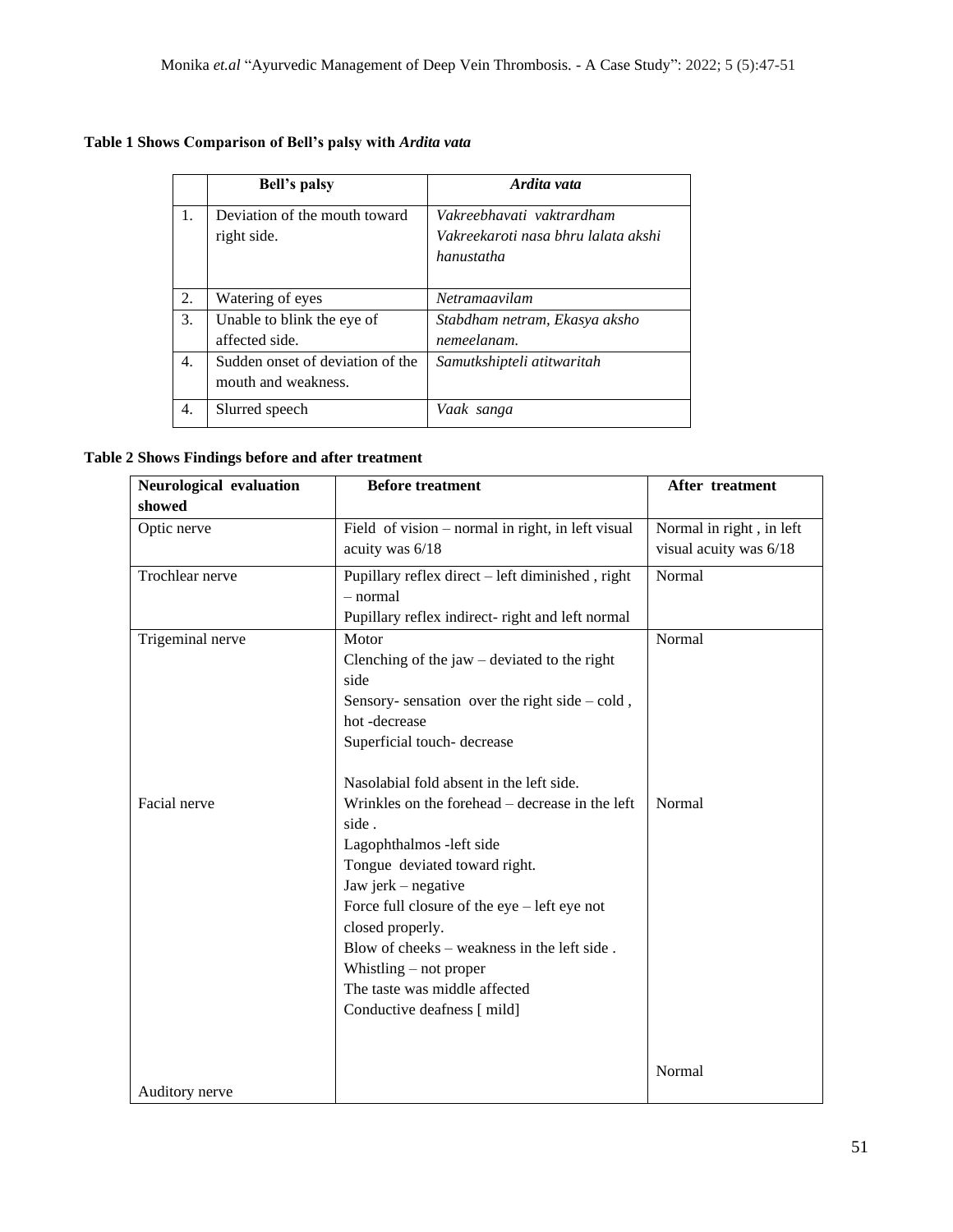**Table 1 Shows Comparison of Bell's palsy with *Ardita vata***

| | Bell's palsy | *Ardita vata* |
|---|---|---|
| 1. | Deviation of the mouth toward right side. | *Vakreebhavati vaktrardham Vakreekaroti nasa bhru lalata akshi hanustatha* |
| 2. | Watering of eyes | *Netramaavilam* |
| 3. | Unable to blink the eye of affected side. | *Stabdham netram, Ekasya aksho nemeelanam.* |
| 4. | Sudden onset of deviation of the mouth and weakness. | *Samutkshipteli atitwaritah* |
| 4. | Slurred speech | *Vaak sanga* |

**Table 2 Shows Findings before and after treatment**

| Neurological evaluation showed | Before treatment | After treatment |
|---|---|---|
| Optic nerve | Field of vision – normal in right, in left visual acuity was 6/18 | Normal in right , in left visual acuity was 6/18 |
| Trochlear nerve | Pupillary reflex direct – left diminished , right – normal<br>Pupillary reflex indirect- right and left normal | Normal |
| Trigeminal nerve | Motor<br>Clenching of the jaw – deviated to the right side<br>Sensory- sensation over the right side – cold , hot -decrease<br>Superficial touch- decrease | Normal |
| Facial nerve | Nasolabial fold absent in the left side.<br>Wrinkles on the forehead – decrease in the left side .<br>Lagophthalmos -left side<br>Tongue deviated toward right.<br>Jaw jerk – negative<br>Force full closure of the eye – left eye not closed properly.<br>Blow of cheeks – weakness in the left side .<br>Whistling – not proper<br>The taste was middle affected<br>Conductive deafness [ mild] | Normal |
| Auditory nerve | | Normal |